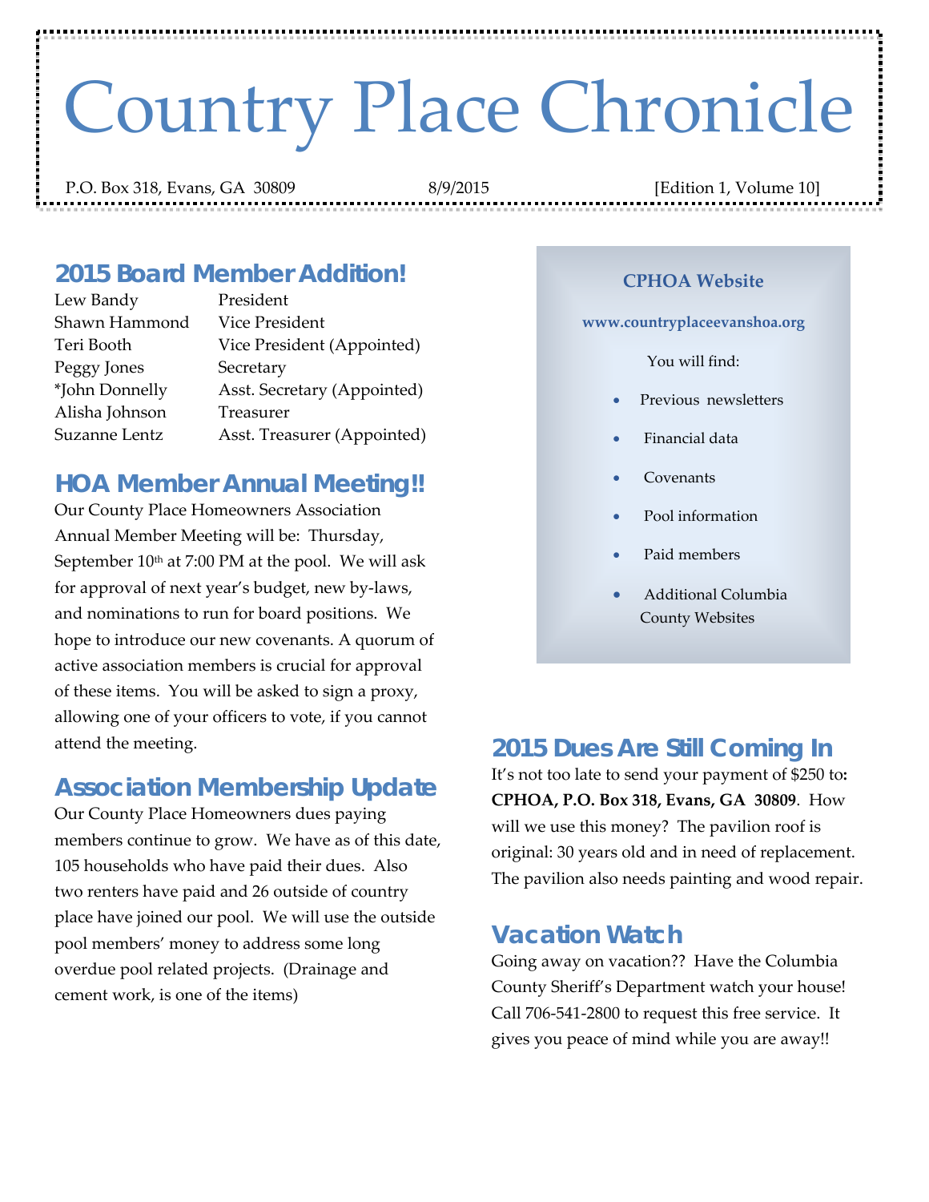# Country Place Chronicle

P.O. Box 318, Evans, GA 30809 | 8/9/2015 | [Edition 1, Volume 10]

## 2015 Board Member Addition!

| | |
|---|---|
| Lew Bandy | President |
| Shawn Hammond | Vice President |
| Teri Booth | Vice President (Appointed) |
| Peggy Jones | Secretary |
| *John Donnelly | Asst. Secretary (Appointed) |
| Alisha Johnson | Treasurer |
| Suzanne Lentz | Asst. Treasurer (Appointed) |

## HOA Member Annual Meeting!!

Our County Place Homeowners Association Annual Member Meeting will be: Thursday, September 10th at 7:00 PM at the pool. We will ask for approval of next year's budget, new by-laws, and nominations to run for board positions. We hope to introduce our new covenants. A quorum of active association members is crucial for approval of these items. You will be asked to sign a proxy, allowing one of your officers to vote, if you cannot attend the meeting.

## Association Membership Update

Our County Place Homeowners dues paying members continue to grow. We have as of this date, 105 households who have paid their dues. Also two renters have paid and 26 outside of country place have joined our pool. We will use the outside pool members' money to address some long overdue pool related projects. (Drainage and cement work, is one of the items)

**CPHOA Website**

**www.countryplaceevanshoa.org**

You will find:

- Previous newsletters
- Financial data
- Covenants
- Pool information
- Paid members
- Additional Columbia County Websites

## 2015 Dues Are Still Coming In

It's not too late to send your payment of $250 to**: CPHOA, P.O. Box 318, Evans, GA 30809**. How will we use this money? The pavilion roof is original: 30 years old and in need of replacement. The pavilion also needs painting and wood repair.

## Vacation Watch

Going away on vacation?? Have the Columbia County Sheriff's Department watch your house! Call 706-541-2800 to request this free service. It gives you peace of mind while you are away!!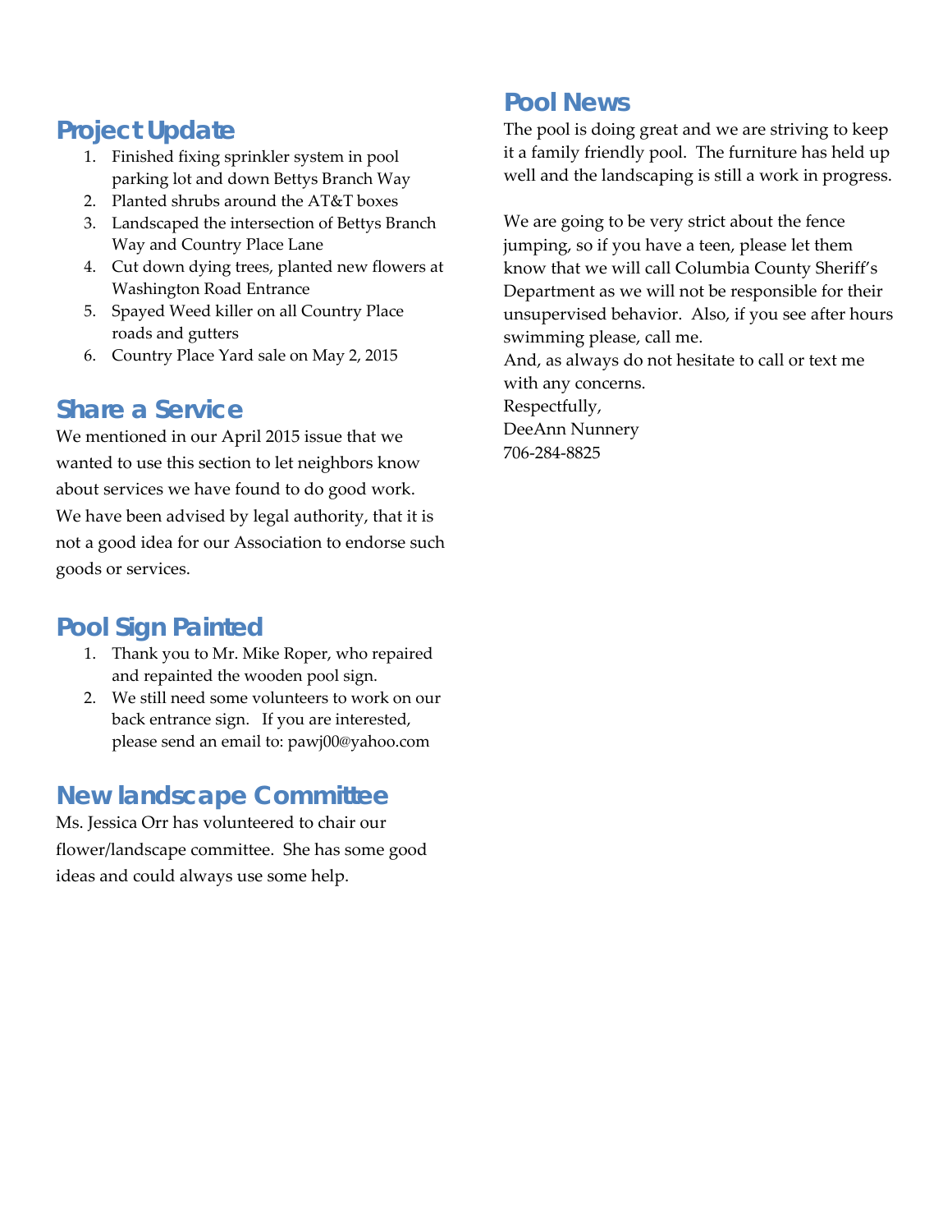## Project Update

1. Finished fixing sprinkler system in pool parking lot and down Bettys Branch Way
2. Planted shrubs around the AT&T boxes
3. Landscaped the intersection of Bettys Branch Way and Country Place Lane
4. Cut down dying trees, planted new flowers at Washington Road Entrance
5. Spayed Weed killer on all Country Place roads and gutters
6. Country Place Yard sale on May 2, 2015

## Share a Service

We mentioned in our April 2015 issue that we wanted to use this section to let neighbors know about services we have found to do good work. We have been advised by legal authority, that it is not a good idea for our Association to endorse such goods or services.

## Pool Sign Painted

1. Thank you to Mr. Mike Roper, who repaired and repainted the wooden pool sign.
2. We still need some volunteers to work on our back entrance sign. If you are interested, please send an email to: pawj00@yahoo.com

## New landscape Committee

Ms. Jessica Orr has volunteered to chair our flower/landscape committee. She has some good ideas and could always use some help.

## Pool News

The pool is doing great and we are striving to keep it a family friendly pool. The furniture has held up well and the landscaping is still a work in progress.

We are going to be very strict about the fence jumping, so if you have a teen, please let them know that we will call Columbia County Sheriff's Department as we will not be responsible for their unsupervised behavior. Also, if you see after hours swimming please, call me.
And, as always do not hesitate to call or text me with any concerns.
Respectfully,
DeeAnn Nunnery
706-284-8825